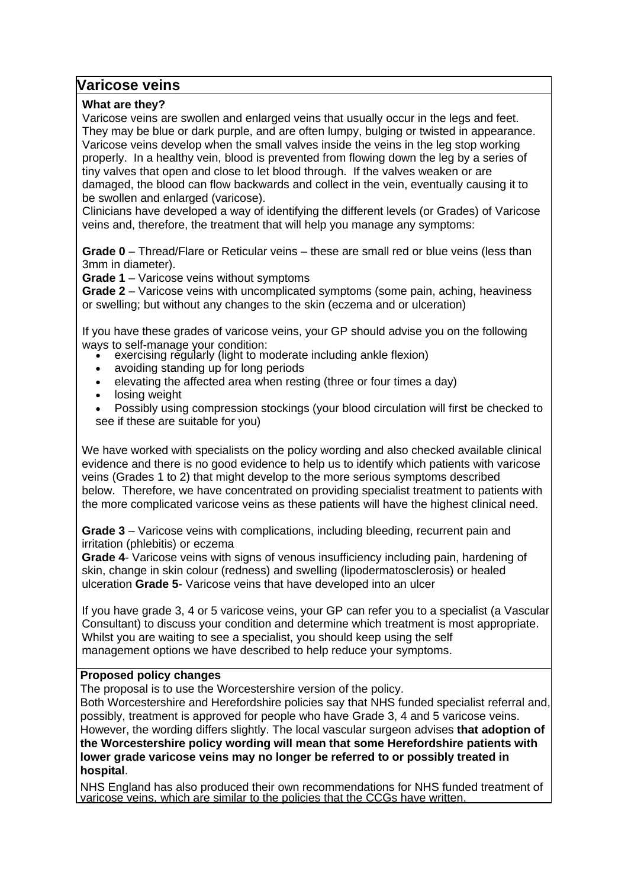# Varicose veins

**What are they?**

Varicose veins are swollen and enlarged veins that usually occur in the legs and feet. They may be blue or dark purple, and are often lumpy, bulging or twisted in appearance. Varicose veins develop when the small valves inside the veins in the leg stop working properly. In a healthy vein, blood is prevented from flowing down the leg by a series of tiny valves that open and close to let blood through. If the valves weaken or are damaged, the blood can flow backwards and collect in the vein, eventually causing it to be swollen and enlarged (varicose).

Clinicians have developed a way of identifying the different levels (or Grades) of Varicose veins and, therefore, the treatment that will help you manage any symptoms:

**Grade 0** – Thread/Flare or Reticular veins – these are small red or blue veins (less than 3mm in diameter).

**Grade 1** – Varicose veins without symptoms

**Grade 2** – Varicose veins with uncomplicated symptoms (some pain, aching, heaviness or swelling; but without any changes to the skin (eczema and or ulceration)

If you have these grades of varicose veins, your GP should advise you on the following ways to self-manage your condition:

- exercising regularly (light to moderate including ankle flexion)
- avoiding standing up for long periods
- elevating the affected area when resting (three or four times a day)
- losing weight
- Possibly using compression stockings (your blood circulation will first be checked to see if these are suitable for you)

We have worked with specialists on the policy wording and also checked available clinical evidence and there is no good evidence to help us to identify which patients with varicose veins (Grades 1 to 2) that might develop to the more serious symptoms described below. Therefore, we have concentrated on providing specialist treatment to patients with the more complicated varicose veins as these patients will have the highest clinical need.

**Grade 3** – Varicose veins with complications, including bleeding, recurrent pain and irritation (phlebitis) or eczema

**Grade 4**- Varicose veins with signs of venous insufficiency including pain, hardening of skin, change in skin colour (redness) and swelling (lipodermatosclerosis) or healed ulceration **Grade 5**- Varicose veins that have developed into an ulcer

If you have grade 3, 4 or 5 varicose veins, your GP can refer you to a specialist (a Vascular Consultant) to discuss your condition and determine which treatment is most appropriate. Whilst you are waiting to see a specialist, you should keep using the self management options we have described to help reduce your symptoms.

**Proposed policy changes**

The proposal is to use the Worcestershire version of the policy.

Both Worcestershire and Herefordshire policies say that NHS funded specialist referral and, possibly, treatment is approved for people who have Grade 3, 4 and 5 varicose veins. However, the wording differs slightly. The local vascular surgeon advises **that adoption of the Worcestershire policy wording will mean that some Herefordshire patients with lower grade varicose veins may no longer be referred to or possibly treated in hospital**.

NHS England has also produced their own recommendations for NHS funded treatment of varicose veins, which are similar to the policies that the CCGs have written.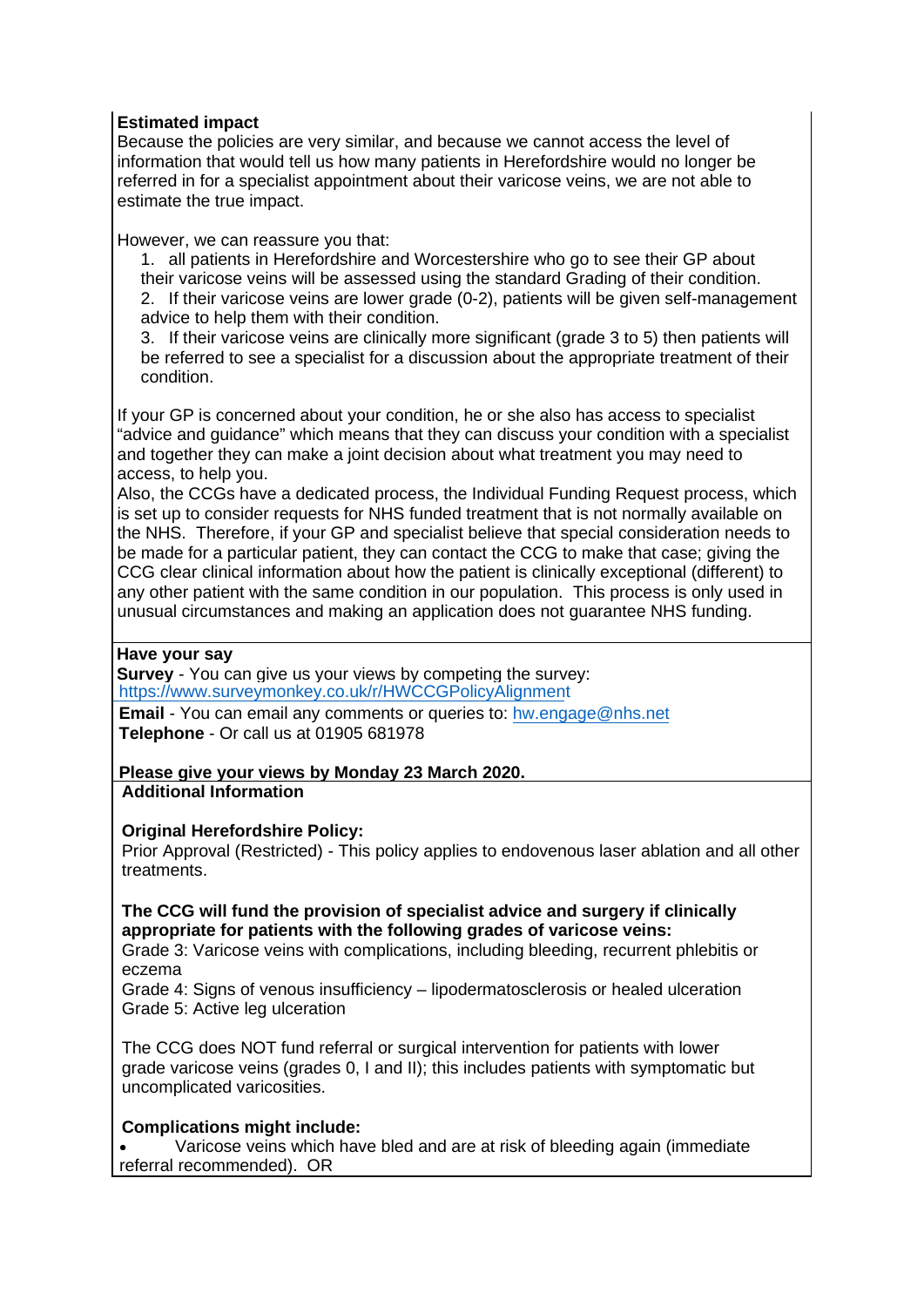**Estimated impact**

Because the policies are very similar, and because we cannot access the level of information that would tell us how many patients in Herefordshire would no longer be referred in for a specialist appointment about their varicose veins, we are not able to estimate the true impact.

However, we can reassure you that:

1. all patients in Herefordshire and Worcestershire who go to see their GP about their varicose veins will be assessed using the standard Grading of their condition.
2. If their varicose veins are lower grade (0-2), patients will be given self-management advice to help them with their condition.
3. If their varicose veins are clinically more significant (grade 3 to 5) then patients will be referred to see a specialist for a discussion about the appropriate treatment of their condition.

If your GP is concerned about your condition, he or she also has access to specialist "advice and guidance" which means that they can discuss your condition with a specialist and together they can make a joint decision about what treatment you may need to access, to help you.

Also, the CCGs have a dedicated process, the Individual Funding Request process, which is set up to consider requests for NHS funded treatment that is not normally available on the NHS. Therefore, if your GP and specialist believe that special consideration needs to be made for a particular patient, they can contact the CCG to make that case; giving the CCG clear clinical information about how the patient is clinically exceptional (different) to any other patient with the same condition in our population. This process is only used in unusual circumstances and making an application does not guarantee NHS funding.

**Have your say**

**Survey** - You can give us your views by competing the survey: https://www.surveymonkey.co.uk/r/HWCCGPolicyAlignment

**Email** - You can email any comments or queries to: hw.engage@nhs.net

**Telephone** - Or call us at 01905 681978

**Please give your views by Monday 23 March 2020.**

**Additional Information**

**Original Herefordshire Policy:**

Prior Approval (Restricted) - This policy applies to endovenous laser ablation and all other treatments.

**The CCG will fund the provision of specialist advice and surgery if clinically appropriate for patients with the following grades of varicose veins:**

Grade 3: Varicose veins with complications, including bleeding, recurrent phlebitis or eczema

Grade 4: Signs of venous insufficiency – lipodermatosclerosis or healed ulceration

Grade 5: Active leg ulceration

The CCG does NOT fund referral or surgical intervention for patients with lower grade varicose veins (grades 0, I and II); this includes patients with symptomatic but uncomplicated varicosities.

**Complications might include:**

- Varicose veins which have bled and are at risk of bleeding again (immediate referral recommended). OR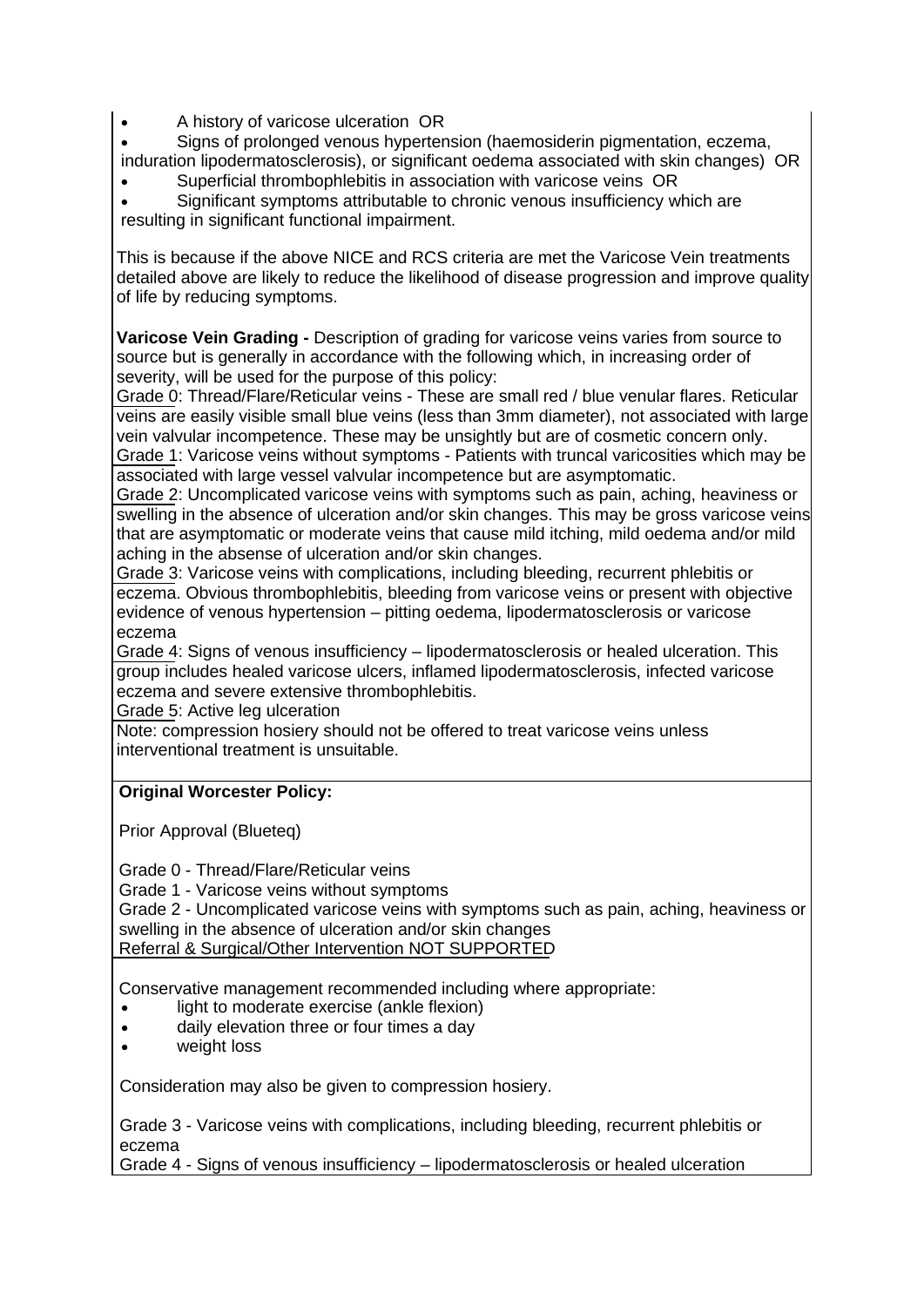- A history of varicose ulceration OR
- Signs of prolonged venous hypertension (haemosiderin pigmentation, eczema, induration lipodermatosclerosis), or significant oedema associated with skin changes) OR
- Superficial thrombophlebitis in association with varicose veins OR
- Significant symptoms attributable to chronic venous insufficiency which are resulting in significant functional impairment.

This is because if the above NICE and RCS criteria are met the Varicose Vein treatments detailed above are likely to reduce the likelihood of disease progression and improve quality of life by reducing symptoms.

**Varicose Vein Grading -** Description of grading for varicose veins varies from source to source but is generally in accordance with the following which, in increasing order of severity, will be used for the purpose of this policy:

Grade 0: Thread/Flare/Reticular veins - These are small red / blue venular flares. Reticular veins are easily visible small blue veins (less than 3mm diameter), not associated with large vein valvular incompetence. These may be unsightly but are of cosmetic concern only.

Grade 1: Varicose veins without symptoms - Patients with truncal varicosities which may be associated with large vessel valvular incompetence but are asymptomatic.

Grade 2: Uncomplicated varicose veins with symptoms such as pain, aching, heaviness or swelling in the absence of ulceration and/or skin changes. This may be gross varicose veins that are asymptomatic or moderate veins that cause mild itching, mild oedema and/or mild aching in the absense of ulceration and/or skin changes.

Grade 3: Varicose veins with complications, including bleeding, recurrent phlebitis or eczema. Obvious thrombophlebitis, bleeding from varicose veins or present with objective evidence of venous hypertension – pitting oedema, lipodermatosclerosis or varicose eczema

Grade 4: Signs of venous insufficiency – lipodermatosclerosis or healed ulceration. This group includes healed varicose ulcers, inflamed lipodermatosclerosis, infected varicose eczema and severe extensive thrombophlebitis.

Grade 5: Active leg ulceration

Note: compression hosiery should not be offered to treat varicose veins unless interventional treatment is unsuitable.

**Original Worcester Policy:**

Prior Approval (Blueteq)

Grade 0 - Thread/Flare/Reticular veins
Grade 1 - Varicose veins without symptoms
Grade 2 - Uncomplicated varicose veins with symptoms such as pain, aching, heaviness or swelling in the absence of ulceration and/or skin changes
Referral & Surgical/Other Intervention NOT SUPPORTED

Conservative management recommended including where appropriate:

- light to moderate exercise (ankle flexion)
- daily elevation three or four times a day
- weight loss

Consideration may also be given to compression hosiery.

Grade 3 - Varicose veins with complications, including bleeding, recurrent phlebitis or eczema
Grade 4 - Signs of venous insufficiency – lipodermatosclerosis or healed ulceration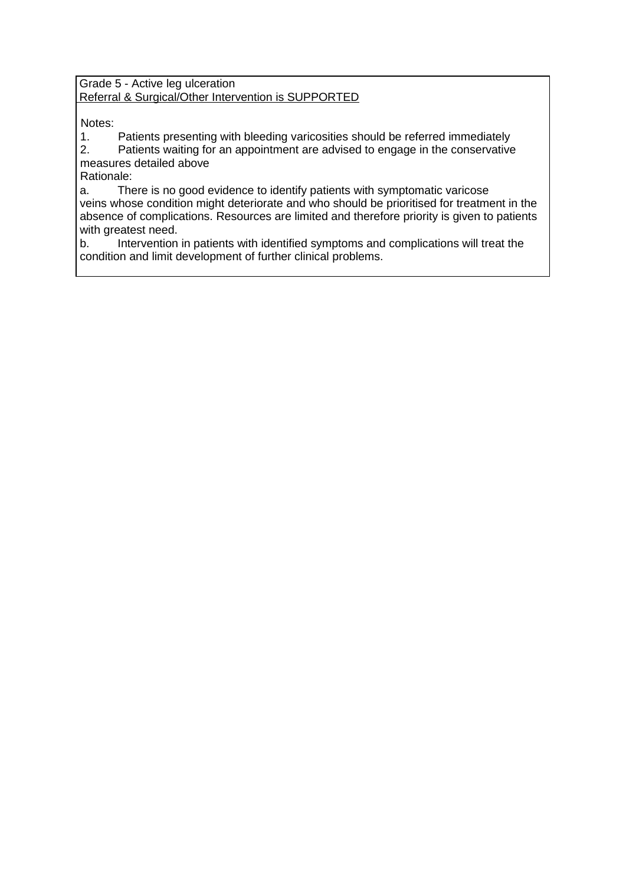Grade 5 - Active leg ulceration

Referral & Surgical/Other Intervention is SUPPORTED

Notes:

1. Patients presenting with bleeding varicosities should be referred immediately
2. Patients waiting for an appointment are advised to engage in the conservative measures detailed above

Rationale:

a. There is no good evidence to identify patients with symptomatic varicose veins whose condition might deteriorate and who should be prioritised for treatment in the absence of complications. Resources are limited and therefore priority is given to patients with greatest need.

b. Intervention in patients with identified symptoms and complications will treat the condition and limit development of further clinical problems.